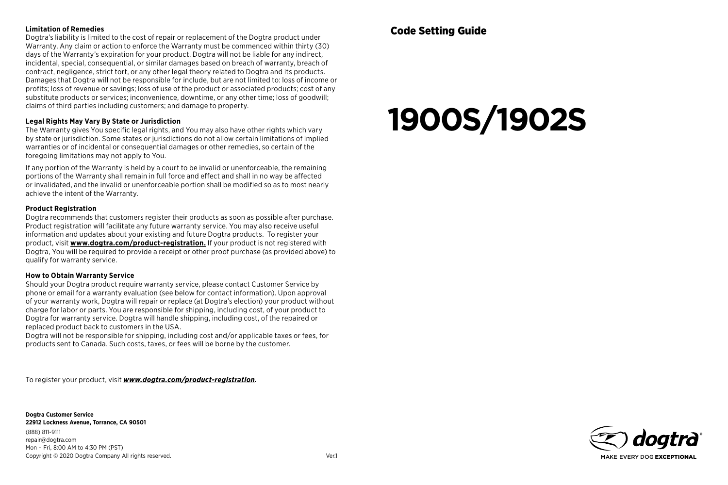### Limitation of Remedies

Dogtra's liability is limited to the cost of repair or replacement of the Dogtra product under Warranty. Any claim or action to enforce the Warranty must be commenced within thirty (30) days of the Warranty's expiration for your product. Dogtra will not be liable for any indirect, incidental, special, consequential, or similar damages based on breach of warranty, breach of contract, negligence, strict tort, or any other legal theory related to Dogtra and its products. Damages that Dogtra will not be responsible for include, but are not limited to: loss of income or profits; loss of revenue or savings; loss of use of the product or associated products; cost of any substitute products or services; inconvenience, downtime, or any other time; loss of goodwill; claims of third parties including customers; and damage to property.

### Legal Rights May Vary By State or Jurisdiction

The Warranty gives You specific legal rights, and You may also have other rights which vary by state or jurisdiction. Some states or jurisdictions do not allow certain limitations of implied warranties or of incidental or consequential damages or other remedies, so certain of the foregoing limitations may not apply to You.

If any portion of the Warranty is held by a court to be invalid or unenforceable, the remaining portions of the Warranty shall remain in full force and effect and shall in no way be affected or invalidated, and the invalid or unenforceable portion shall be modified so as to most nearly achieve the intent of the Warranty.

### Product Registration

Dogtra recommends that customers register their products as soon as possible after purchase. Product registration will facilitate any future warranty service. You may also receive useful information and updates about your existing and future Dogtra products. To register your product, visit **www.dogtra.com/product-registration.** If your product is not registered with Dogtra, You will be required to provide a receipt or other proof purchase (as provided above) to qualify for warranty service.

### How to Obtain Warranty Service

Should your Dogtra product require warranty service, please contact Customer Service by phone or email for a warranty evaluation (see below for contact information). Upon approval of your warranty work, Dogtra will repair or replace (at Dogtra's election) your product without charge for labor or parts. You are responsible for shipping, including cost, of your product to Dogtra for warranty service. Dogtra will handle shipping, including cost, of the repaired or replaced product back to customers in the USA.

Dogtra will not be responsible for shipping, including cost and/or applicable taxes or fees, for products sent to Canada. Such costs, taxes, or fees will be borne by the customer.

To register your product, visit ***www.dogtra.com/product-registration.***

**Dogtra Customer Service**
**22912 Lockness Avenue, Torrance, CA 90501**
(888) 811-9111
repair@dogtra.com
Mon – Fri, 8:00 AM to 4:30 PM (PST)
Copyright © 2020 Dogtra Company All rights reserved.

Ver.1

## Code Setting Guide

# 1900S/1902S

dogtra®
MAKE EVERY DOG **EXCEPTIONAL**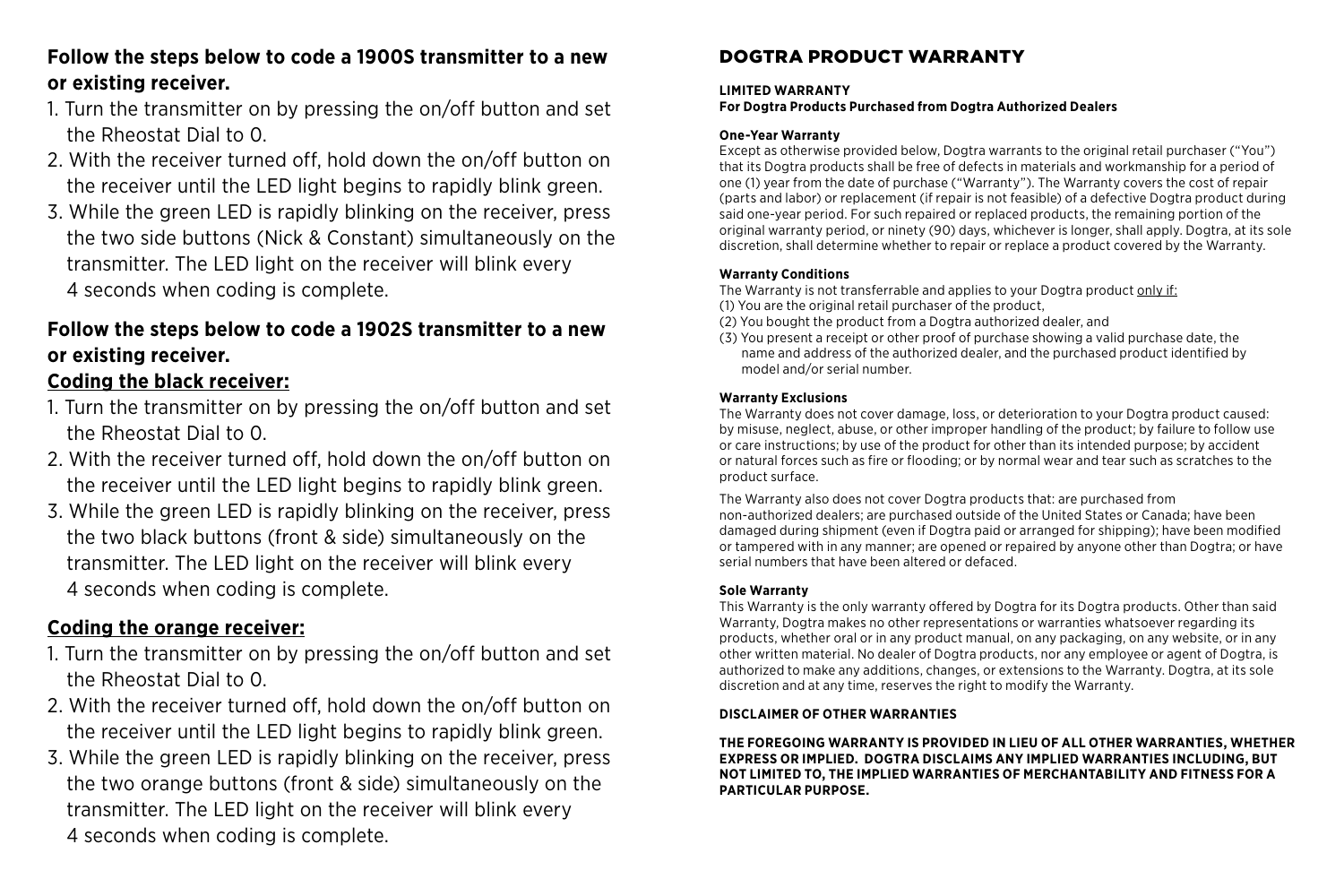**Follow the steps below to code a 1900S transmitter to a new or existing receiver.**

1. Turn the transmitter on by pressing the on/off button and set the Rheostat Dial to 0.
2. With the receiver turned off, hold down the on/off button on the receiver until the LED light begins to rapidly blink green.
3. While the green LED is rapidly blinking on the receiver, press the two side buttons (Nick & Constant) simultaneously on the transmitter. The LED light on the receiver will blink every 4 seconds when coding is complete.

**Follow the steps below to code a 1902S transmitter to a new or existing receiver.**

**<u>Coding the black receiver:</u>**

1. Turn the transmitter on by pressing the on/off button and set the Rheostat Dial to 0.
2. With the receiver turned off, hold down the on/off button on the receiver until the LED light begins to rapidly blink green.
3. While the green LED is rapidly blinking on the receiver, press the two black buttons (front & side) simultaneously on the transmitter. The LED light on the receiver will blink every 4 seconds when coding is complete.

**<u>Coding the orange receiver:</u>**

1. Turn the transmitter on by pressing the on/off button and set the Rheostat Dial to 0.
2. With the receiver turned off, hold down the on/off button on the receiver until the LED light begins to rapidly blink green.
3. While the green LED is rapidly blinking on the receiver, press the two orange buttons (front & side) simultaneously on the transmitter. The LED light on the receiver will blink every 4 seconds when coding is complete.

## DOGTRA PRODUCT WARRANTY

**LIMITED WARRANTY**
**For Dogtra Products Purchased from Dogtra Authorized Dealers**

**One-Year Warranty**

Except as otherwise provided below, Dogtra warrants to the original retail purchaser ("You") that its Dogtra products shall be free of defects in materials and workmanship for a period of one (1) year from the date of purchase ("Warranty"). The Warranty covers the cost of repair (parts and labor) or replacement (if repair is not feasible) of a defective Dogtra product during said one-year period. For such repaired or replaced products, the remaining portion of the original warranty period, or ninety (90) days, whichever is longer, shall apply. Dogtra, at its sole discretion, shall determine whether to repair or replace a product covered by the Warranty.

**Warranty Conditions**

The Warranty is not transferrable and applies to your Dogtra product <u>only if:</u>

(1) You are the original retail purchaser of the product,
(2) You bought the product from a Dogtra authorized dealer, and
(3) You present a receipt or other proof of purchase showing a valid purchase date, the name and address of the authorized dealer, and the purchased product identified by model and/or serial number.

**Warranty Exclusions**

The Warranty does not cover damage, loss, or deterioration to your Dogtra product caused: by misuse, neglect, abuse, or other improper handling of the product; by failure to follow use or care instructions; by use of the product for other than its intended purpose; by accident or natural forces such as fire or flooding; or by normal wear and tear such as scratches to the product surface.

The Warranty also does not cover Dogtra products that: are purchased from non-authorized dealers; are purchased outside of the United States or Canada; have been damaged during shipment (even if Dogtra paid or arranged for shipping); have been modified or tampered with in any manner; are opened or repaired by anyone other than Dogtra; or have serial numbers that have been altered or defaced.

**Sole Warranty**

This Warranty is the only warranty offered by Dogtra for its Dogtra products. Other than said Warranty, Dogtra makes no other representations or warranties whatsoever regarding its products, whether oral or in any product manual, on any packaging, on any website, or in any other written material. No dealer of Dogtra products, nor any employee or agent of Dogtra, is authorized to make any additions, changes, or extensions to the Warranty. Dogtra, at its sole discretion and at any time, reserves the right to modify the Warranty.

**DISCLAIMER OF OTHER WARRANTIES**

**THE FOREGOING WARRANTY IS PROVIDED IN LIEU OF ALL OTHER WARRANTIES, WHETHER EXPRESS OR IMPLIED. DOGTRA DISCLAIMS ANY IMPLIED WARRANTIES INCLUDING, BUT NOT LIMITED TO, THE IMPLIED WARRANTIES OF MERCHANTABILITY AND FITNESS FOR A PARTICULAR PURPOSE.**